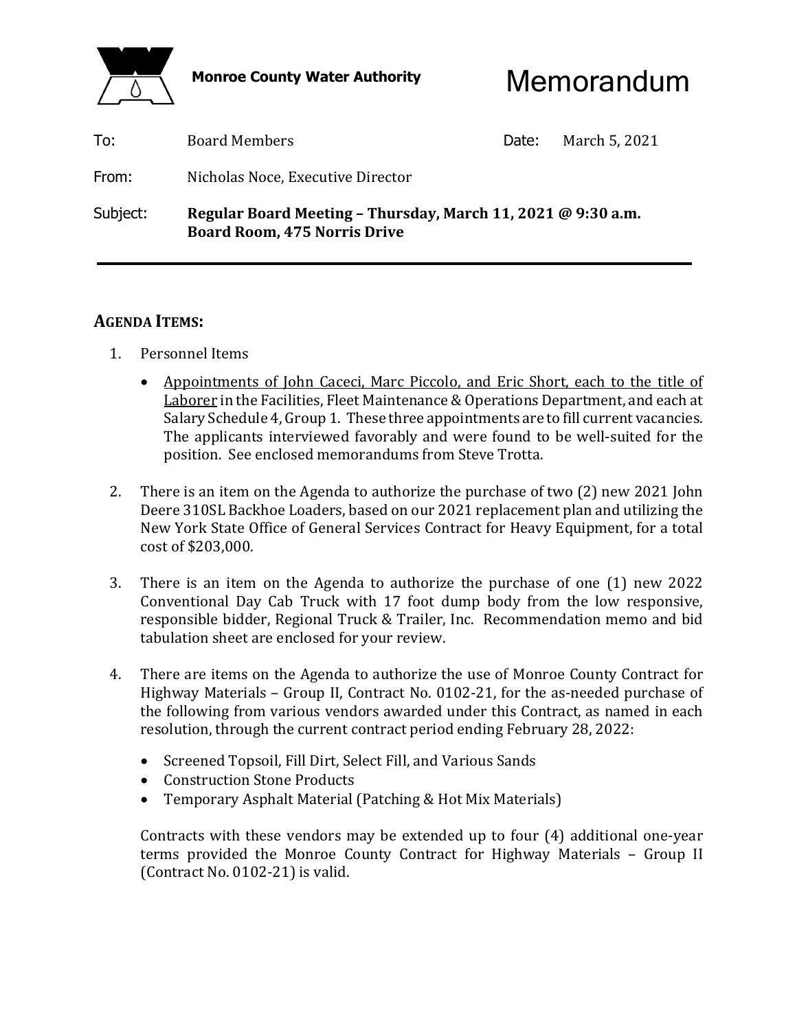**Monroe County Water Authority**

# Memorandum

| | | | |
|---|---|---|---|
| To: | Board Members | Date: | March 5, 2021 |
| From: | Nicholas Noce, Executive Director | | |
| Subject: | **Regular Board Meeting – Thursday, March 11, 2021 @ 9:30 a.m. Board Room, 475 Norris Drive** | | |

---

## AGENDA ITEMS:

1. Personnel Items

   - Appointments of John Caceci, Marc Piccolo, and Eric Short, each to the title of Laborer in the Facilities, Fleet Maintenance & Operations Department, and each at Salary Schedule 4, Group 1. These three appointments are to fill current vacancies. The applicants interviewed favorably and were found to be well-suited for the position. See enclosed memorandums from Steve Trotta.

2. There is an item on the Agenda to authorize the purchase of two (2) new 2021 John Deere 310SL Backhoe Loaders, based on our 2021 replacement plan and utilizing the New York State Office of General Services Contract for Heavy Equipment, for a total cost of $203,000.

3. There is an item on the Agenda to authorize the purchase of one (1) new 2022 Conventional Day Cab Truck with 17 foot dump body from the low responsive, responsible bidder, Regional Truck & Trailer, Inc. Recommendation memo and bid tabulation sheet are enclosed for your review.

4. There are items on the Agenda to authorize the use of Monroe County Contract for Highway Materials – Group II, Contract No. 0102-21, for the as-needed purchase of the following from various vendors awarded under this Contract, as named in each resolution, through the current contract period ending February 28, 2022:

   - Screened Topsoil, Fill Dirt, Select Fill, and Various Sands
   - Construction Stone Products
   - Temporary Asphalt Material (Patching & Hot Mix Materials)

   Contracts with these vendors may be extended up to four (4) additional one-year terms provided the Monroe County Contract for Highway Materials – Group II (Contract No. 0102-21) is valid.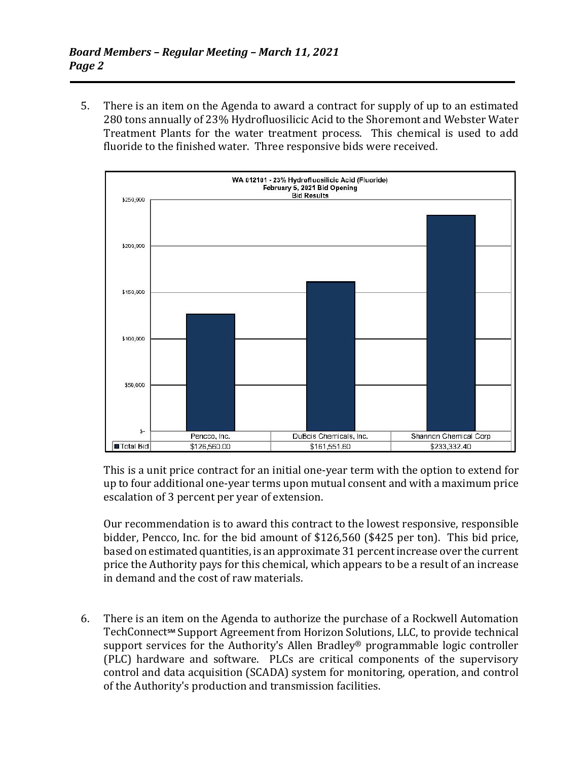5. There is an item on the Agenda to award a contract for supply of up to an estimated 280 tons annually of 23% Hydrofluosilicic Acid to the Shoremont and Webster Water Treatment Plants for the water treatment process. This chemical is used to add fluoride to the finished water. Three responsive bids were received.

**WA 012101 - 23% Hydrofluosilicic Acid (Fluoride)**
**February 5, 2021 Bid Opening**
**Bid Results**

| | Pencco, Inc. | DuBois Chemicals, Inc. | Shannon Chemical Corp |
|---|---|---|---|
| Total Bid | $126,560.00 | $161,551.60 | $233,332.40 |

This is a unit price contract for an initial one-year term with the option to extend for up to four additional one-year terms upon mutual consent and with a maximum price escalation of 3 percent per year of extension.

Our recommendation is to award this contract to the lowest responsive, responsible bidder, Pencco, Inc. for the bid amount of $126,560 ($425 per ton). This bid price, based on estimated quantities, is an approximate 31 percent increase over the current price the Authority pays for this chemical, which appears to be a result of an increase in demand and the cost of raw materials.

6. There is an item on the Agenda to authorize the purchase of a Rockwell Automation TechConnect℠ Support Agreement from Horizon Solutions, LLC, to provide technical support services for the Authority's Allen Bradley® programmable logic controller (PLC) hardware and software. PLCs are critical components of the supervisory control and data acquisition (SCADA) system for monitoring, operation, and control of the Authority's production and transmission facilities.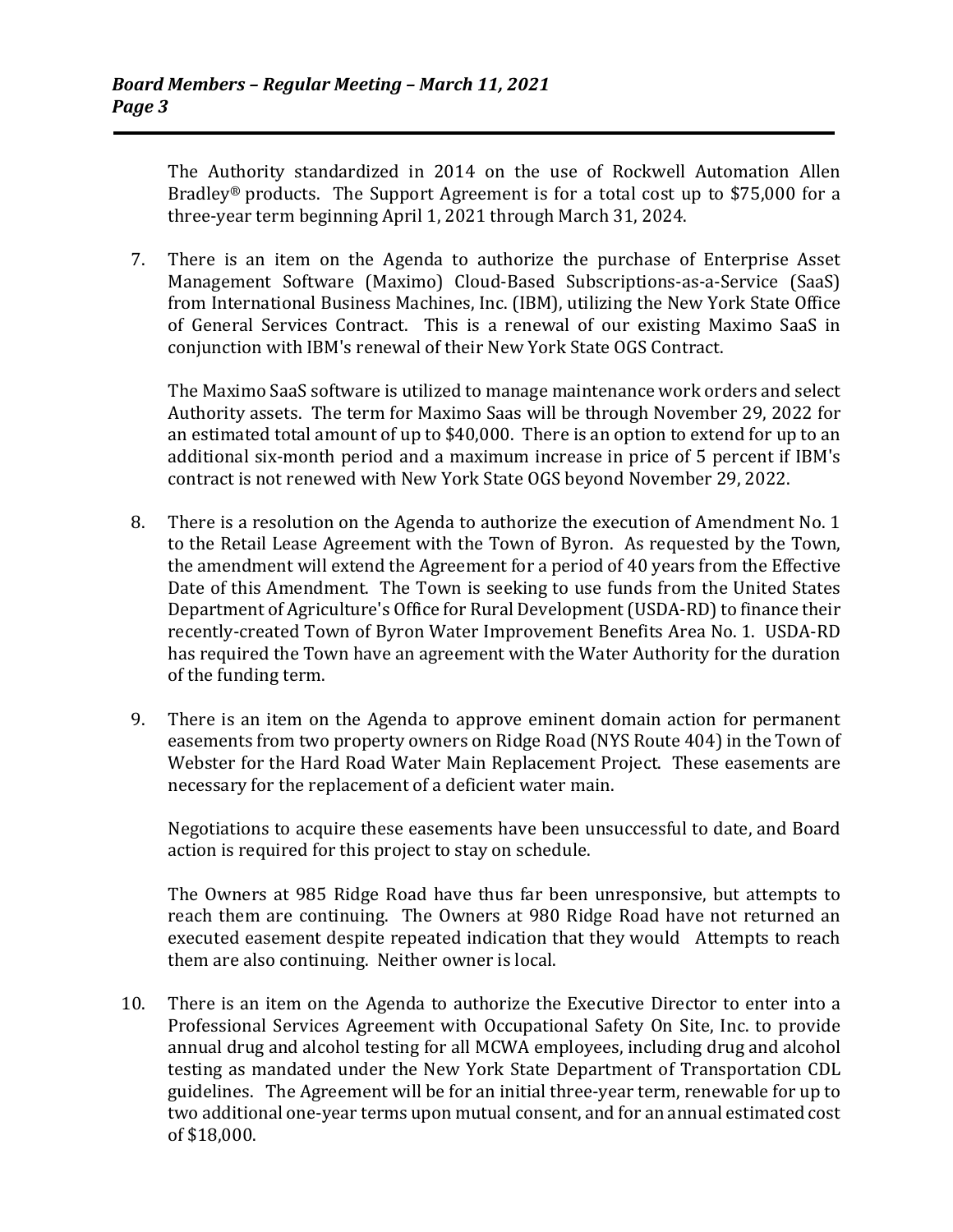The Authority standardized in 2014 on the use of Rockwell Automation Allen Bradley® products. The Support Agreement is for a total cost up to $75,000 for a three-year term beginning April 1, 2021 through March 31, 2024.

7. There is an item on the Agenda to authorize the purchase of Enterprise Asset Management Software (Maximo) Cloud-Based Subscriptions-as-a-Service (SaaS) from International Business Machines, Inc. (IBM), utilizing the New York State Office of General Services Contract. This is a renewal of our existing Maximo SaaS in conjunction with IBM's renewal of their New York State OGS Contract.

   The Maximo SaaS software is utilized to manage maintenance work orders and select Authority assets. The term for Maximo Saas will be through November 29, 2022 for an estimated total amount of up to $40,000. There is an option to extend for up to an additional six-month period and a maximum increase in price of 5 percent if IBM's contract is not renewed with New York State OGS beyond November 29, 2022.

8. There is a resolution on the Agenda to authorize the execution of Amendment No. 1 to the Retail Lease Agreement with the Town of Byron. As requested by the Town, the amendment will extend the Agreement for a period of 40 years from the Effective Date of this Amendment. The Town is seeking to use funds from the United States Department of Agriculture's Office for Rural Development (USDA-RD) to finance their recently-created Town of Byron Water Improvement Benefits Area No. 1. USDA-RD has required the Town have an agreement with the Water Authority for the duration of the funding term.

9. There is an item on the Agenda to approve eminent domain action for permanent easements from two property owners on Ridge Road (NYS Route 404) in the Town of Webster for the Hard Road Water Main Replacement Project. These easements are necessary for the replacement of a deficient water main.

   Negotiations to acquire these easements have been unsuccessful to date, and Board action is required for this project to stay on schedule.

   The Owners at 985 Ridge Road have thus far been unresponsive, but attempts to reach them are continuing. The Owners at 980 Ridge Road have not returned an executed easement despite repeated indication that they would Attempts to reach them are also continuing. Neither owner is local.

10. There is an item on the Agenda to authorize the Executive Director to enter into a Professional Services Agreement with Occupational Safety On Site, Inc. to provide annual drug and alcohol testing for all MCWA employees, including drug and alcohol testing as mandated under the New York State Department of Transportation CDL guidelines. The Agreement will be for an initial three-year term, renewable for up to two additional one-year terms upon mutual consent, and for an annual estimated cost of $18,000.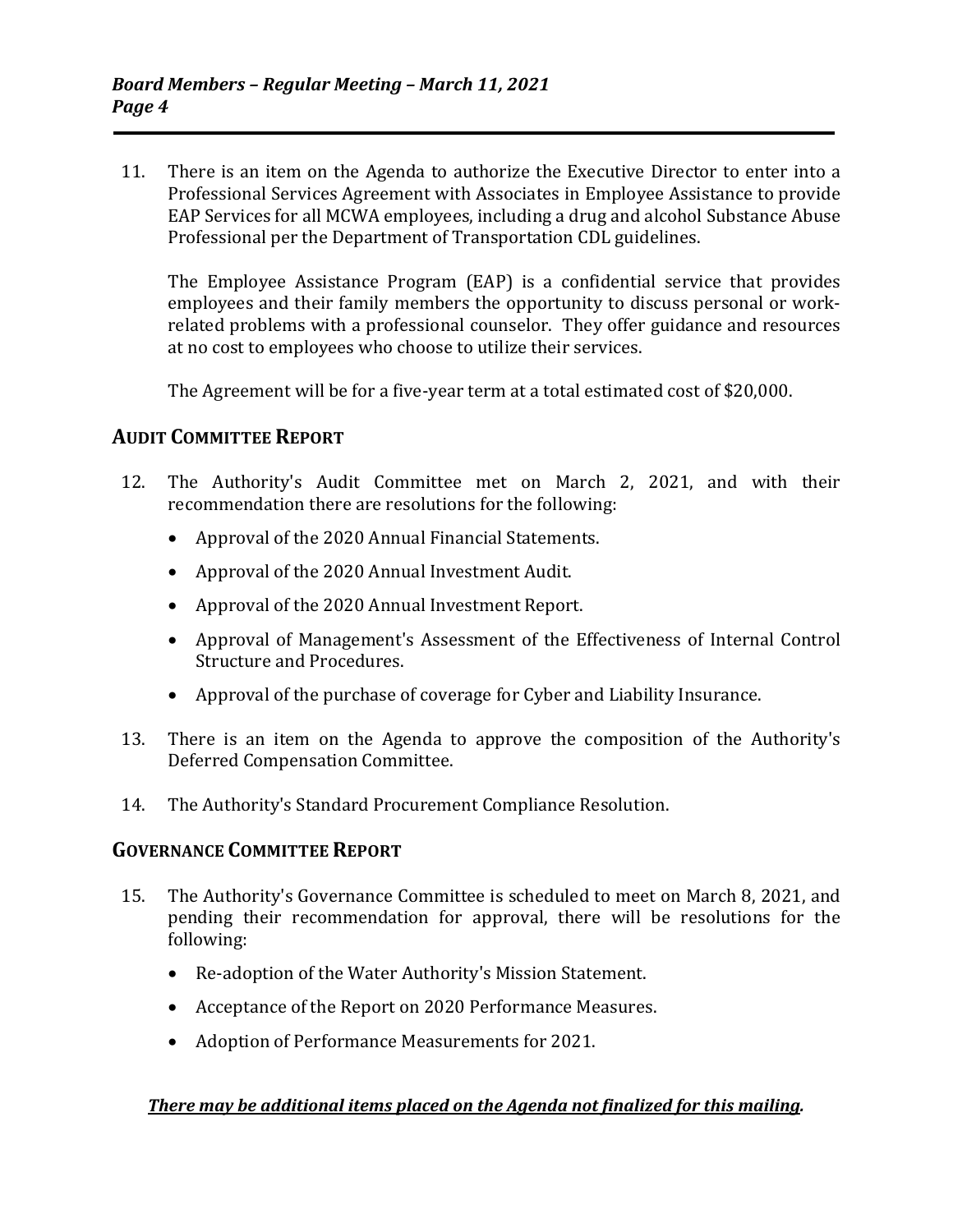11. There is an item on the Agenda to authorize the Executive Director to enter into a Professional Services Agreement with Associates in Employee Assistance to provide EAP Services for all MCWA employees, including a drug and alcohol Substance Abuse Professional per the Department of Transportation CDL guidelines.

    The Employee Assistance Program (EAP) is a confidential service that provides employees and their family members the opportunity to discuss personal or work-related problems with a professional counselor. They offer guidance and resources at no cost to employees who choose to utilize their services.

    The Agreement will be for a five-year term at a total estimated cost of $20,000.

## AUDIT COMMITTEE REPORT

12. The Authority's Audit Committee met on March 2, 2021, and with their recommendation there are resolutions for the following:

    - Approval of the 2020 Annual Financial Statements.
    - Approval of the 2020 Annual Investment Audit.
    - Approval of the 2020 Annual Investment Report.
    - Approval of Management's Assessment of the Effectiveness of Internal Control Structure and Procedures.
    - Approval of the purchase of coverage for Cyber and Liability Insurance.

13. There is an item on the Agenda to approve the composition of the Authority's Deferred Compensation Committee.

14. The Authority's Standard Procurement Compliance Resolution.

## GOVERNANCE COMMITTEE REPORT

15. The Authority's Governance Committee is scheduled to meet on March 8, 2021, and pending their recommendation for approval, there will be resolutions for the following:

    - Re-adoption of the Water Authority's Mission Statement.
    - Acceptance of the Report on 2020 Performance Measures.
    - Adoption of Performance Measurements for 2021.

***There may be additional items placed on the Agenda not finalized for this mailing.***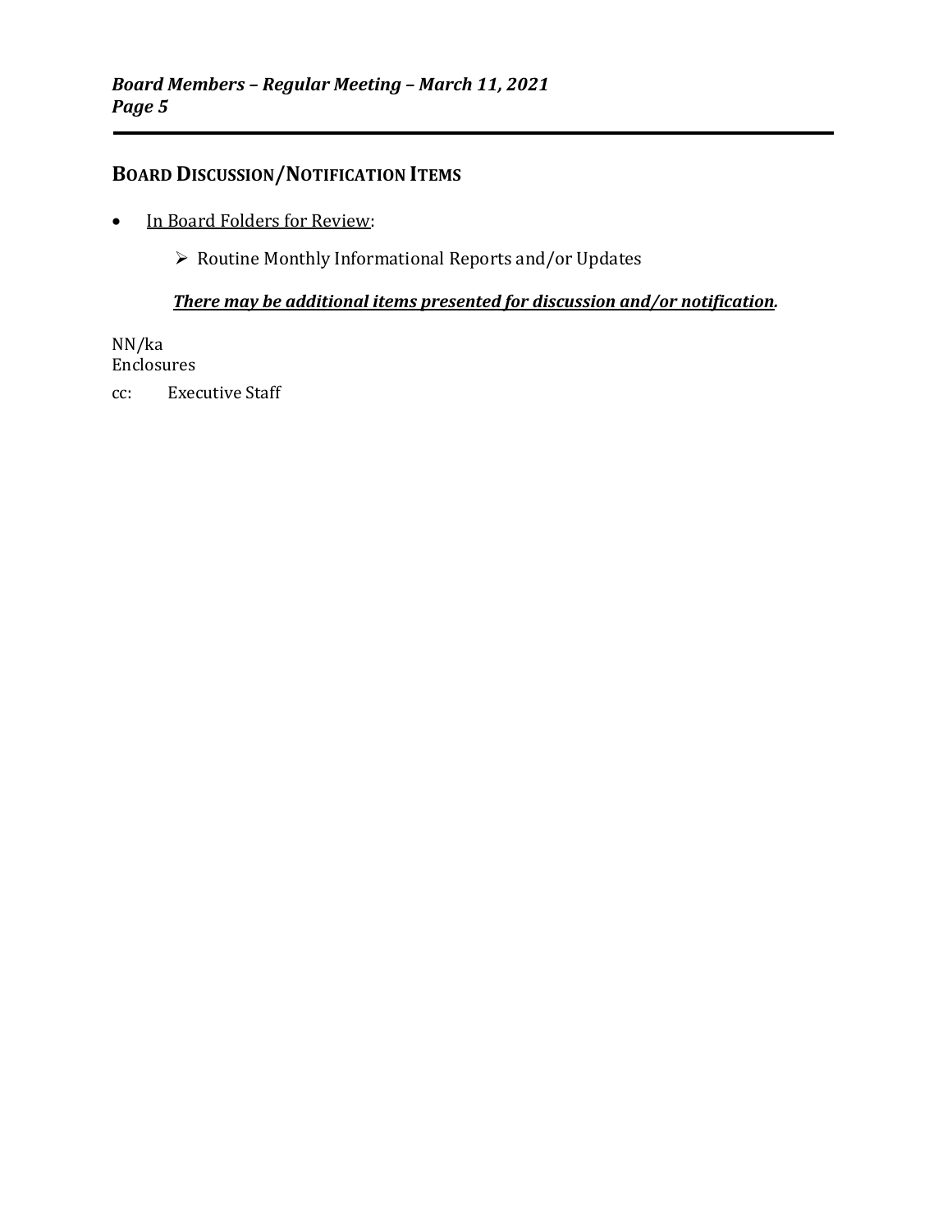## BOARD DISCUSSION/NOTIFICATION ITEMS

- In Board Folders for Review:
  - Routine Monthly Informational Reports and/or Updates

  ***There may be additional items presented for discussion and/or notification.***

NN/ka
Enclosures

cc: Executive Staff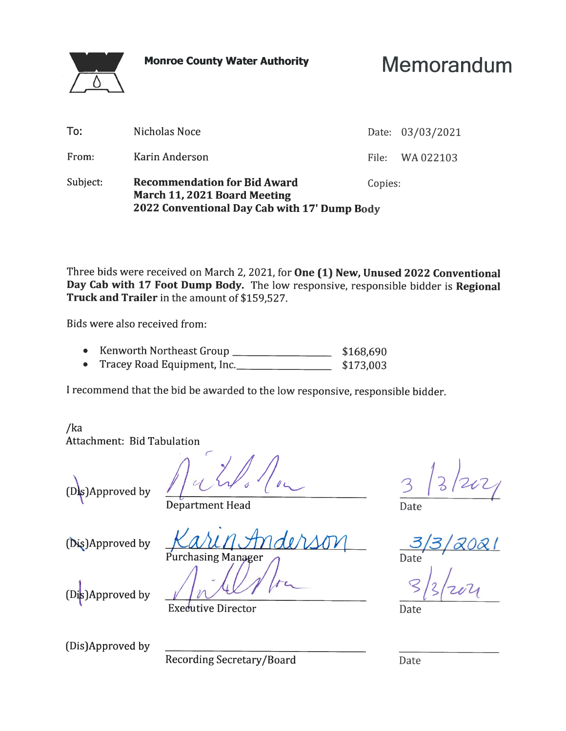**Monroe County Water Authority**

# Memorandum

| | | | |
|---|---|---|---|
| To: | Nicholas Noce | Date: | 03/03/2021 |
| From: | Karin Anderson | File: | WA 022103 |
| Subject: | **Recommendation for Bid Award** **March 11, 2021 Board Meeting** **2022 Conventional Day Cab with 17' Dump Body** | Copies: | |

Three bids were received on March 2, 2021, for **One (1) New, Unused 2022 Conventional Day Cab with 17 Foot Dump Body.** The low responsive, responsible bidder is **Regional Truck and Trailer** in the amount of $159,527.

Bids were also received from:

- Kenworth Northeast Group ________________ $168,690
- Tracey Road Equipment, Inc.________________ $173,003

I recommend that the bid be awarded to the low responsive, responsible bidder.

/ka
Attachment: Bid Tabulation

(Dis)Approved by ______________________ Department Head ______ Date 3/3/2021

(Dis)Approved by Karin Anderson ______ Purchasing Manager ______ Date 3/3/2021

(Dis)Approved by ______________________ Executive Director ______ Date 3/3/2021

(Dis)Approved by ______________________ Recording Secretary/Board ______ Date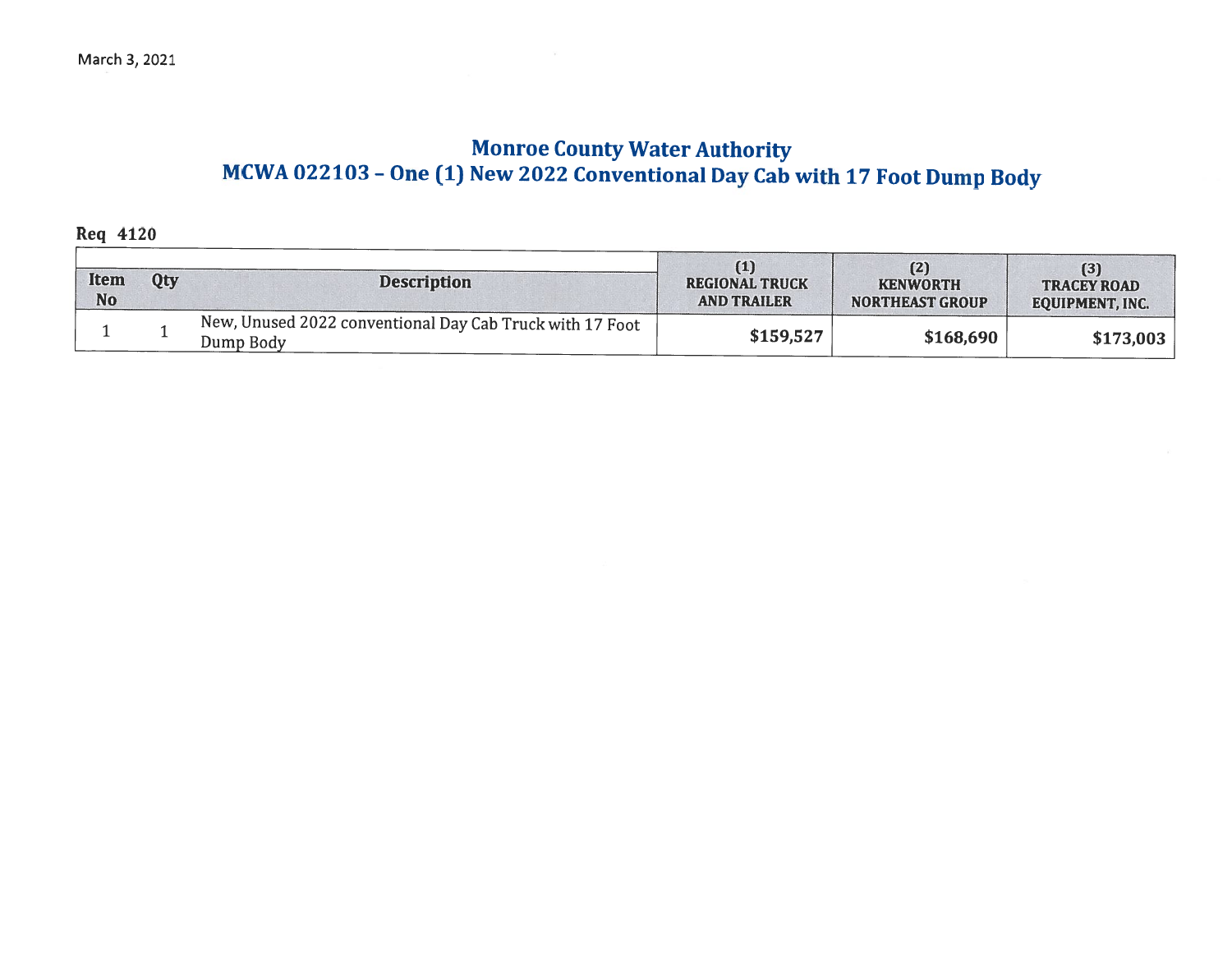March 3, 2021

# Monroe County Water Authority
## MCWA 022103 – One (1) New 2022 Conventional Day Cab with 17 Foot Dump Body

**Req 4120**

| Item No | Qty | Description | (1) REGIONAL TRUCK AND TRAILER | (2) KENWORTH NORTHEAST GROUP | (3) TRACEY ROAD EQUIPMENT, INC. |
|---|---|---|---|---|---|
| 1 | 1 | New, Unused 2022 conventional Day Cab Truck with 17 Foot Dump Body | $159,527 | $168,690 | $173,003 |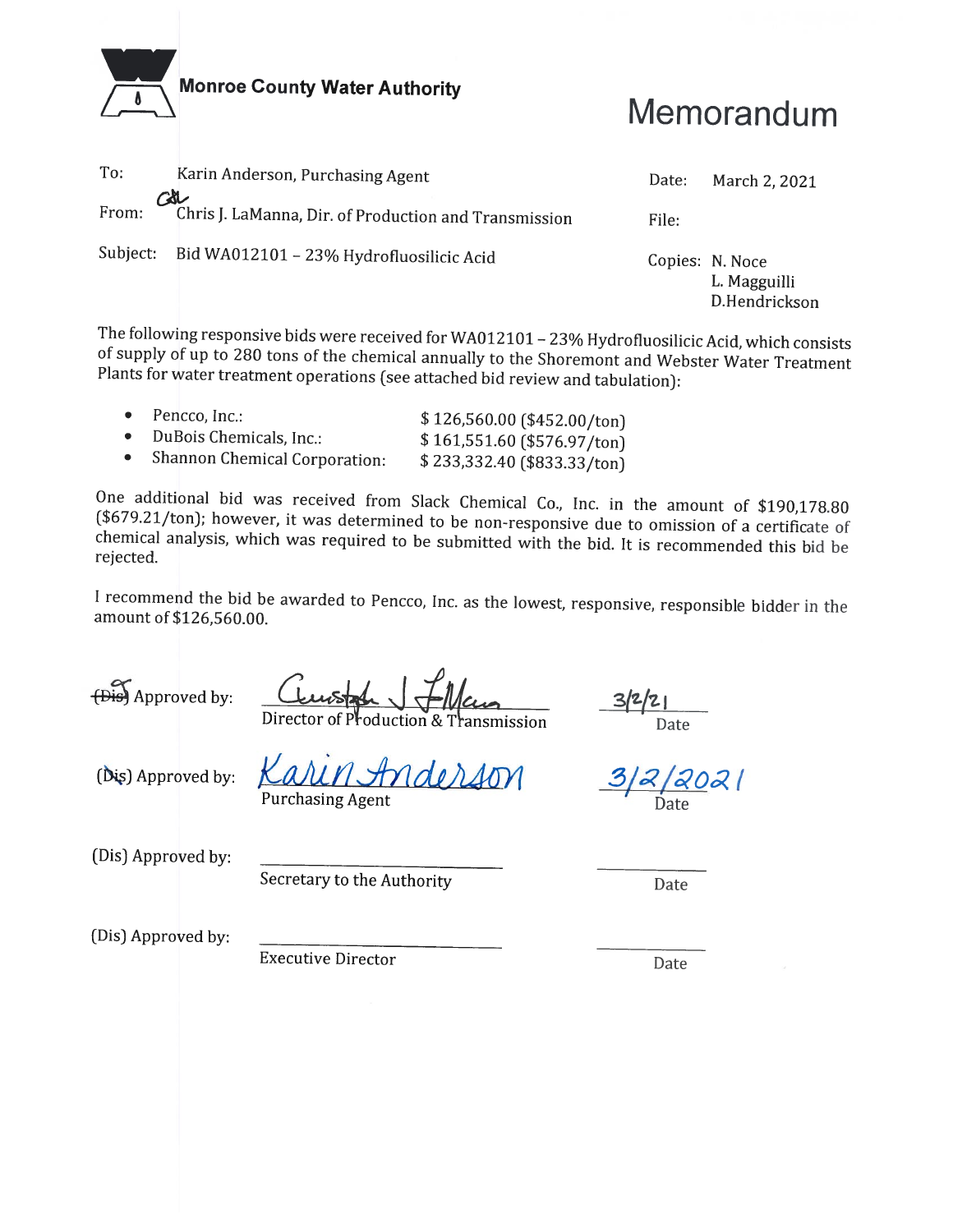**Monroe County Water Authority**

# Memorandum

To: Karin Anderson, Purchasing Agent

From: Chris J. LaManna, Dir. of Production and Transmission

Subject: Bid WA012101 – 23% Hydrofluosilicic Acid

Date: March 2, 2021

File:

Copies: N. Noce
L. Magguilli
D.Hendrickson

The following responsive bids were received for WA012101 – 23% Hydrofluosilicic Acid, which consists of supply of up to 280 tons of the chemical annually to the Shoremont and Webster Water Treatment Plants for water treatment operations (see attached bid review and tabulation):

- Pencco, Inc.: $ 126,560.00 ($452.00/ton)
- DuBois Chemicals, Inc.: $ 161,551.60 ($576.97/ton)
- Shannon Chemical Corporation: $ 233,332.40 ($833.33/ton)

One additional bid was received from Slack Chemical Co., Inc. in the amount of $190,178.80 ($679.21/ton); however, it was determined to be non-responsive due to omission of a certificate of chemical analysis, which was required to be submitted with the bid. It is recommended this bid be rejected.

I recommend the bid be awarded to Pencco, Inc. as the lowest, responsive, responsible bidder in the amount of $126,560.00.

~~(Dis)~~ Approved by: Christopher J LaManna — Director of Production & Transmission — Date: 3/2/21

(~~Dis~~) Approved by: Karin Anderson — Purchasing Agent — Date: 3/2/2021

(Dis) Approved by: ______________ Secretary to the Authority — Date: ______

(Dis) Approved by: ______________ Executive Director — Date: ______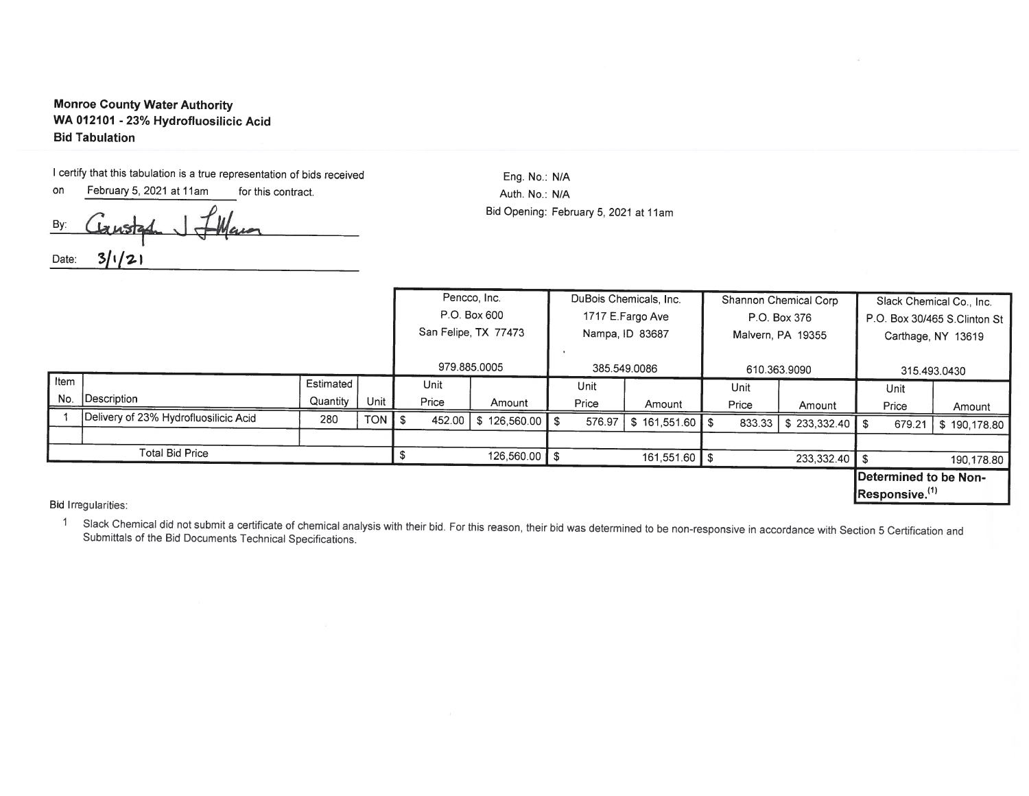**Monroe County Water Authority**
**WA 012101 - 23% Hydrofluosilicic Acid**
**Bid Tabulation**

I certify that this tabulation is a true representation of bids received on February 5, 2021 at 11am for this contract.

By: [signature]

Date: 3/1/21

Eng. No.: N/A
Auth. No.: N/A
Bid Opening: February 5, 2021 at 11am

| | | | | Pencco, Inc. P.O. Box 600 San Felipe, TX 77473 979.885.0005 | | DuBois Chemicals, Inc. 1717 E.Fargo Ave Nampa, ID 83687 385.549.0086 | | Shannon Chemical Corp P.O. Box 376 Malvern, PA 19355 610.363.9090 | | Slack Chemical Co., Inc. P.O. Box 30/465 S.Clinton St Carthage, NY 13619 315.493.0430 | |
|---|---|---|---|---|---|---|---|---|---|---|---|
| Item No. | Description | Estimated Quantity | Unit | Unit Price | Amount | Unit Price | Amount | Unit Price | Amount | Unit Price | Amount |
| 1 | Delivery of 23% Hydrofluosilicic Acid | 280 | TON | $ 452.00 | $ 126,560.00 | $ 576.97 | $ 161,551.60 | $ 833.33 | $ 233,332.40 | $ 679.21 | $ 190,178.80 |
| | | | | | | | | | | | |
| | Total Bid Price | | | $ | 126,560.00 | $ | 161,551.60 | $ | 233,332.40 | $ | 190,178.80 |
| | | | | | | | | | | **Determined to be Non-Responsive.[1]** | |

Bid Irregularities:

1. Slack Chemical did not submit a certificate of chemical analysis with their bid. For this reason, their bid was determined to be non-responsive in accordance with Section 5 Certification and Submittals of the Bid Documents Technical Specifications.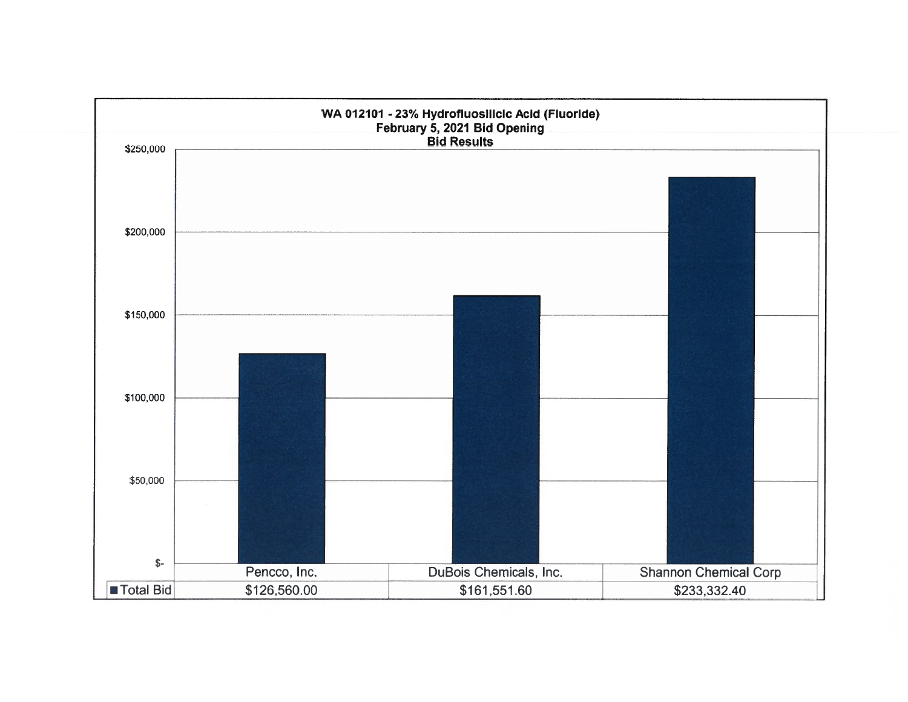## WA 012101 - 23% Hydrofluosilicic Acid (Fluoride)
## February 5, 2021 Bid Opening
## Bid Results

| | Pencco, Inc. | DuBois Chemicals, Inc. | Shannon Chemical Corp |
|---|---|---|---|
| Total Bid | $126,560.00 | $161,551.60 | $233,332.40 |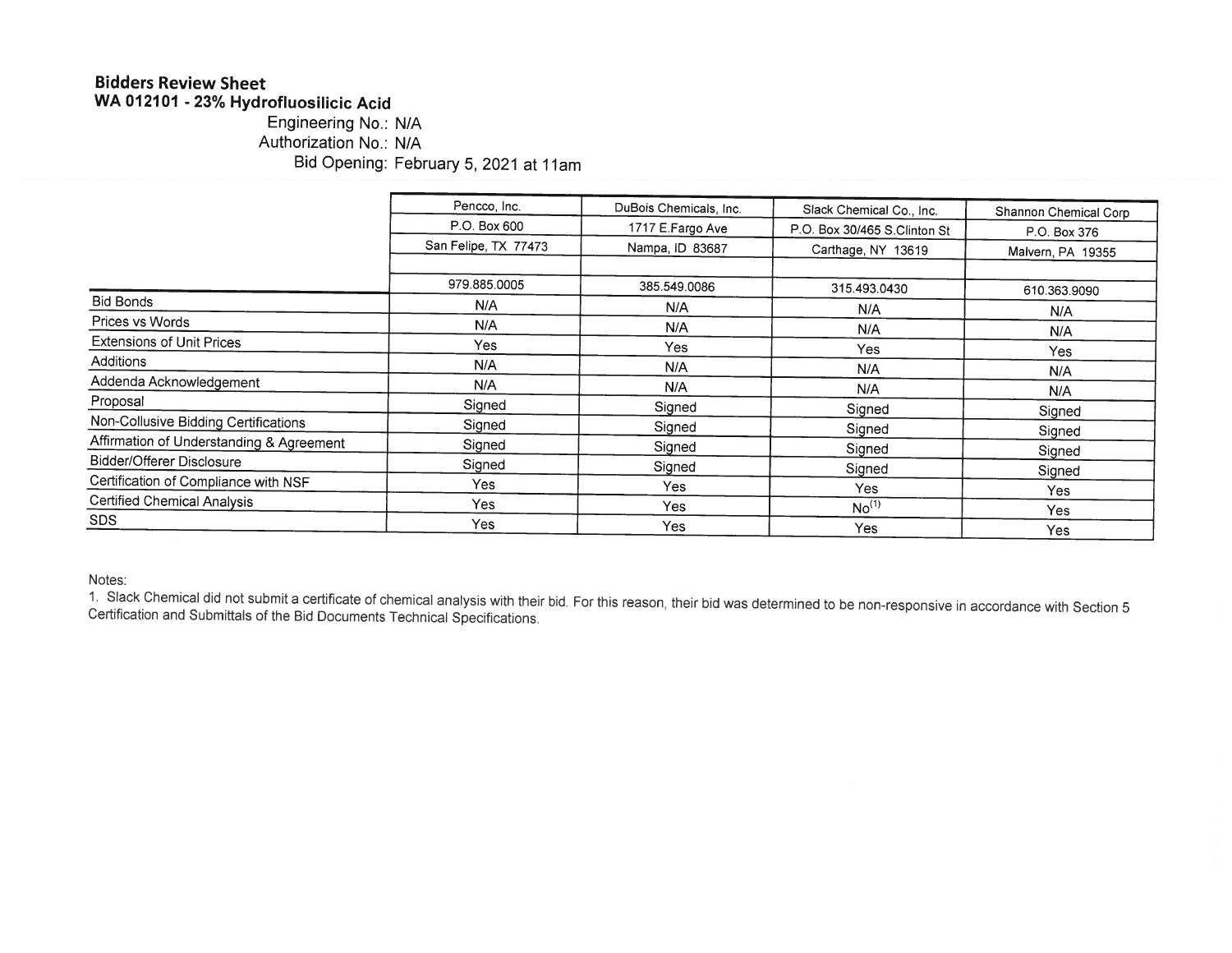**Bidders Review Sheet**
**WA 012101 - 23% Hydrofluosilicic Acid**

Engineering No.: N/A
Authorization No.: N/A
Bid Opening: February 5, 2021 at 11am

| | Pencco, Inc. | DuBois Chemicals, Inc. | Slack Chemical Co., Inc. | Shannon Chemical Corp |
|---|---|---|---|---|
| | P.O. Box 600 | 1717 E.Fargo Ave | P.O. Box 30/465 S.Clinton St | P.O. Box 376 |
| | San Felipe, TX 77473 | Nampa, ID 83687 | Carthage, NY 13619 | Malvern, PA 19355 |
| | | | | |
| | 979.885.0005 | 385.549.0086 | 315.493.0430 | 610.363.9090 |
| Bid Bonds | N/A | N/A | N/A | N/A |
| Prices vs Words | N/A | N/A | N/A | N/A |
| Extensions of Unit Prices | Yes | Yes | Yes | Yes |
| Additions | N/A | N/A | N/A | N/A |
| Addenda Acknowledgement | N/A | N/A | N/A | N/A |
| Proposal | Signed | Signed | Signed | Signed |
| Non-Collusive Bidding Certifications | Signed | Signed | Signed | Signed |
| Affirmation of Understanding & Agreement | Signed | Signed | Signed | Signed |
| Bidder/Offerer Disclosure | Signed | Signed | Signed | Signed |
| Certification of Compliance with NSF | Yes | Yes | Yes | Yes |
| Certified Chemical Analysis | Yes | Yes | No[(1)] | Yes |
| SDS | Yes | Yes | Yes | Yes |

Notes:

1. Slack Chemical did not submit a certificate of chemical analysis with their bid. For this reason, their bid was determined to be non-responsive in accordance with Section 5 Certification and Submittals of the Bid Documents Technical Specifications.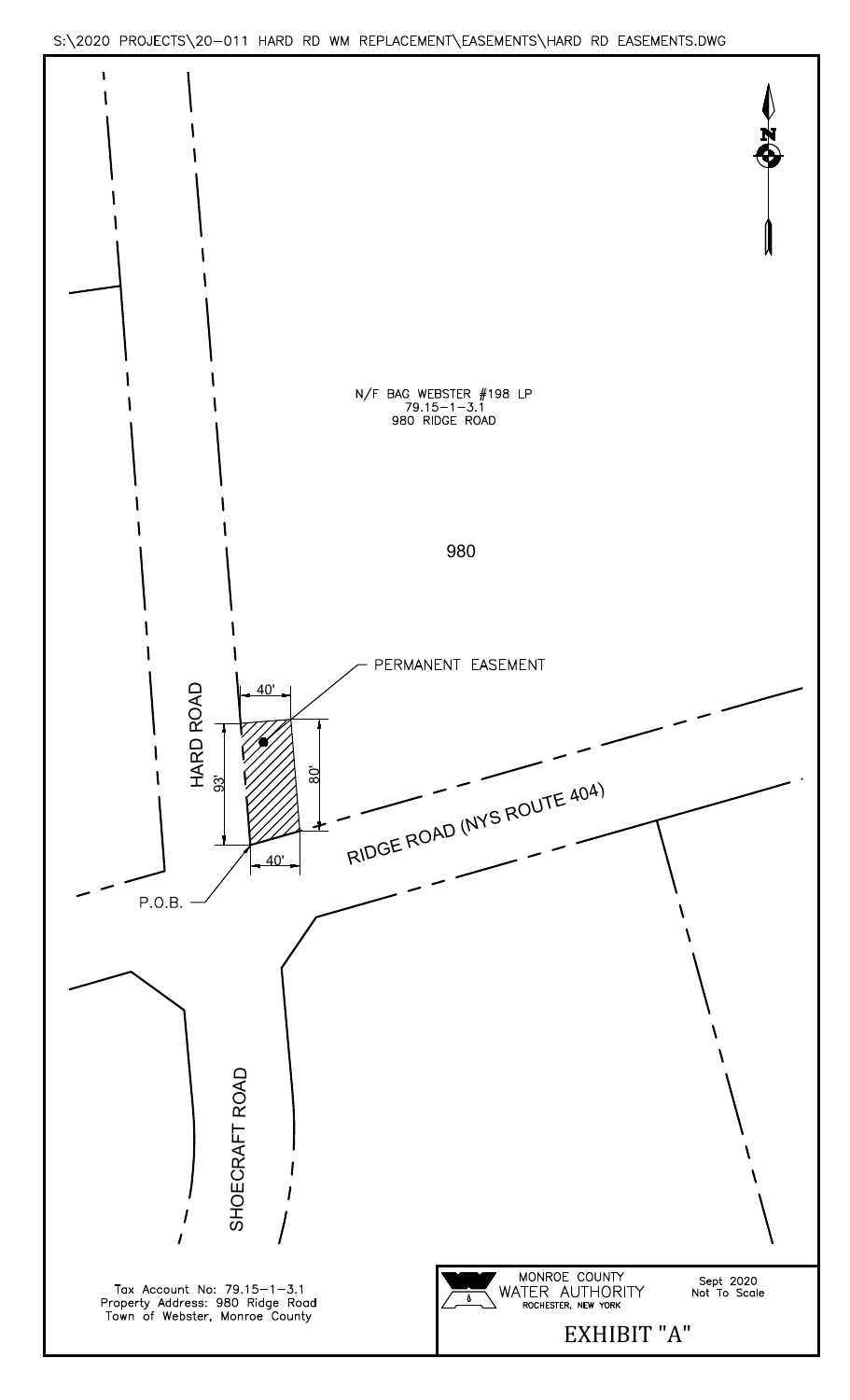S:\2020 PROJECTS\20-011 HARD RD WM REPLACEMENT\EASEMENTS\HARD RD EASEMENTS.DWG

N/F BAG WEBSTER #198 LP
79.15-1-3.1
980 RIDGE ROAD

980

PERMANENT EASEMENT

HARD ROAD

40'

93'

80'

40'

P.O.B.

RIDGE ROAD (NYS ROUTE 404)

SHOECRAFT ROAD

Tax Account No: 79.15-1-3.1
Property Address: 980 Ridge Road
Town of Webster, Monroe County

MONROE COUNTY
WATER AUTHORITY
ROCHESTER, NEW YORK

Sept 2020
Not To Scale

# EXHIBIT "A"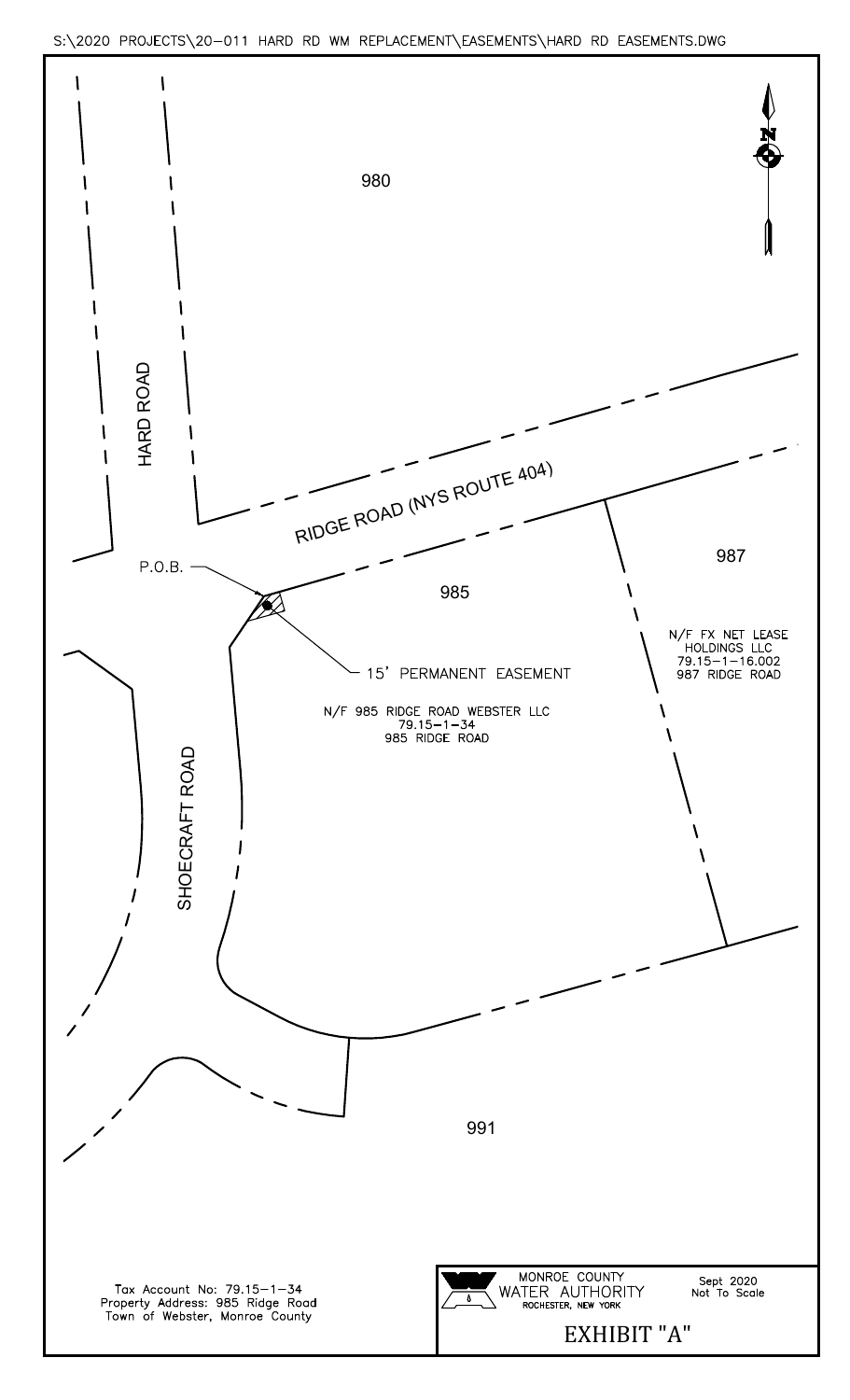S:\2020 PROJECTS\20-011 HARD RD WM REPLACEMENT\EASEMENTS\HARD RD EASEMENTS.DWG

N

980

HARD ROAD

RIDGE ROAD (NYS ROUTE 404)

P.O.B.

985

987

15' PERMANENT EASEMENT

N/F FX NET LEASE HOLDINGS LLC
79.15-1-16.002
987 RIDGE ROAD

N/F 985 RIDGE ROAD WEBSTER LLC
79.15-1-34
985 RIDGE ROAD

SHOECRAFT ROAD

991

Tax Account No: 79.15-1-34
Property Address: 985 Ridge Road
Town of Webster, Monroe County

MONROE COUNTY
WATER AUTHORITY
ROCHESTER, NEW YORK

Sept 2020
Not To Scale

EXHIBIT "A"